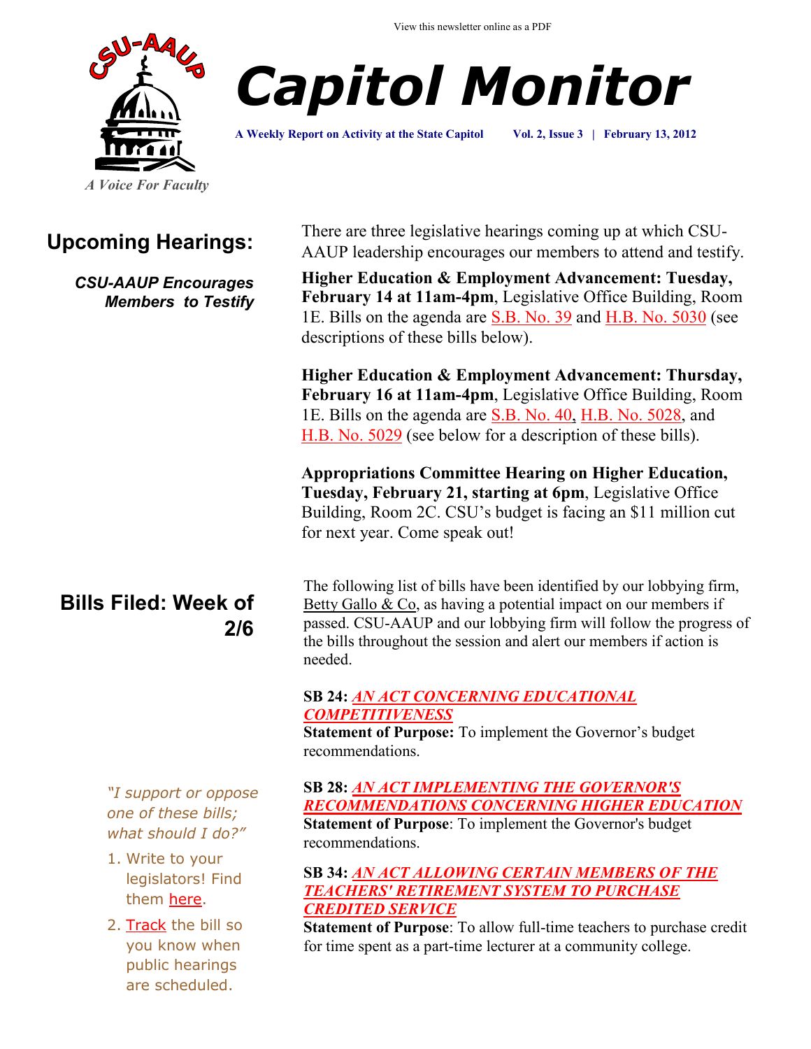View this newsletter online as a PDF

CSU-AAUP

A Voice For Faculty

# Capitol Monitor

**A Weekly Report on Activity at the State Capitol** **Vol. 2, Issue 3 | February 13, 2012**

## Upcoming Hearings:

***CSU-AAUP Encourages Members to Testify***

There are three legislative hearings coming up at which CSU-AAUP leadership encourages our members to attend and testify.

**Higher Education & Employment Advancement: Tuesday, February 14 at 11am-4pm**, Legislative Office Building, Room 1E. Bills on the agenda are S.B. No. 39 and H.B. No. 5030 (see descriptions of these bills below).

**Higher Education & Employment Advancement: Thursday, February 16 at 11am-4pm**, Legislative Office Building, Room 1E. Bills on the agenda are S.B. No. 40, H.B. No. 5028, and H.B. No. 5029 (see below for a description of these bills).

**Appropriations Committee Hearing on Higher Education, Tuesday, February 21, starting at 6pm**, Legislative Office Building, Room 2C. CSU's budget is facing an $11 million cut for next year. Come speak out!

## Bills Filed: Week of 2/6

The following list of bills have been identified by our lobbying firm, Betty Gallo & Co, as having a potential impact on our members if passed. CSU-AAUP and our lobbying firm will follow the progress of the bills throughout the session and alert our members if action is needed.

**SB 24: *AN ACT CONCERNING EDUCATIONAL COMPETITIVENESS***
**Statement of Purpose:** To implement the Governor's budget recommendations.

**SB 28: *AN ACT IMPLEMENTING THE GOVERNOR'S RECOMMENDATIONS CONCERNING HIGHER EDUCATION***
**Statement of Purpose**: To implement the Governor's budget recommendations.

**SB 34: *AN ACT ALLOWING CERTAIN MEMBERS OF THE TEACHERS' RETIREMENT SYSTEM TO PURCHASE CREDITED SERVICE***
**Statement of Purpose**: To allow full-time teachers to purchase credit for time spent as a part-time lecturer at a community college.

*"I support or oppose one of these bills; what should I do?"*

1. Write to your legislators! Find them here.
2. Track the bill so you know when public hearings are scheduled.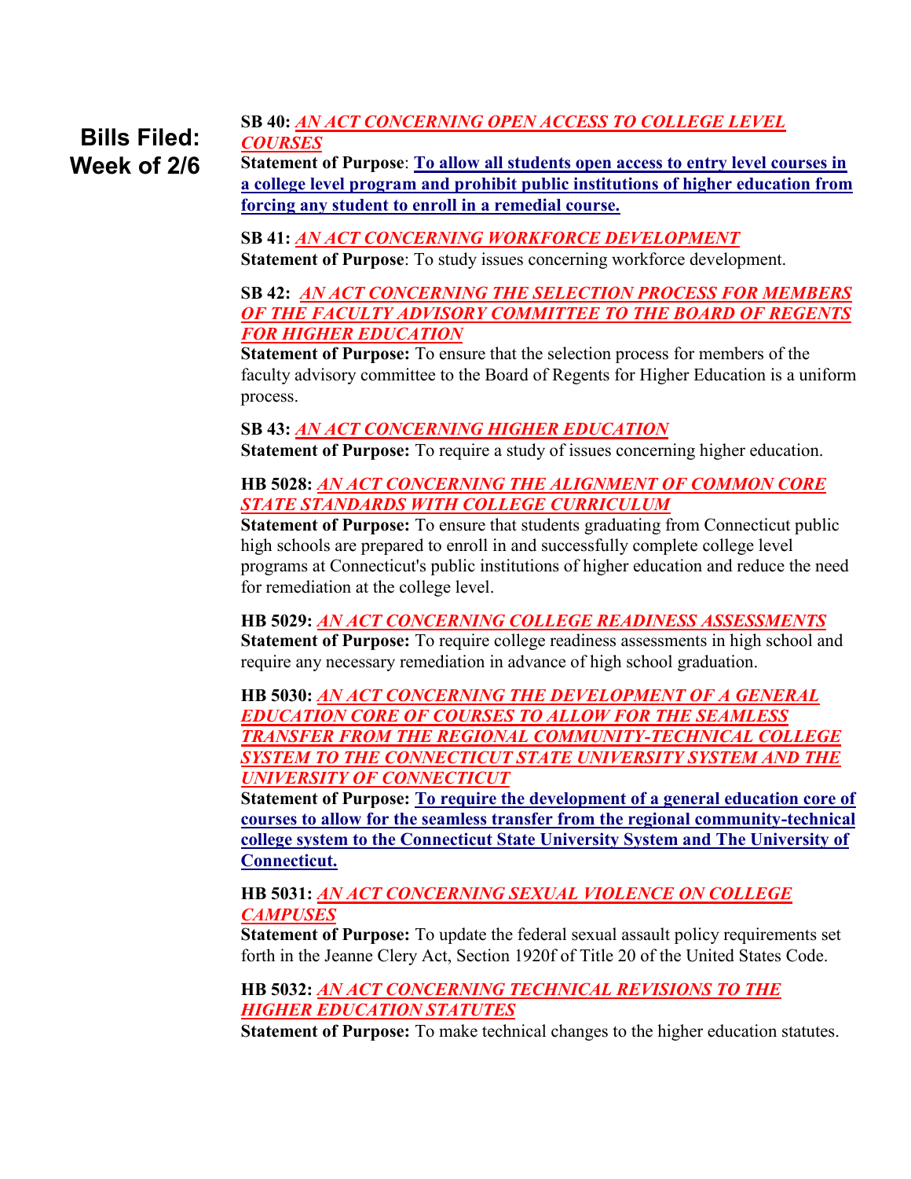## Bills Filed: Week of 2/6

**SB 40:** ***AN ACT CONCERNING OPEN ACCESS TO COLLEGE LEVEL COURSES***
**Statement of Purpose**: **To allow all students open access to entry level courses in a college level program and prohibit public institutions of higher education from forcing any student to enroll in a remedial course.**

**SB 41:** ***AN ACT CONCERNING WORKFORCE DEVELOPMENT***
**Statement of Purpose**: To study issues concerning workforce development.

**SB 42:** ***AN ACT CONCERNING THE SELECTION PROCESS FOR MEMBERS OF THE FACULTY ADVISORY COMMITTEE TO THE BOARD OF REGENTS FOR HIGHER EDUCATION***
**Statement of Purpose:** To ensure that the selection process for members of the faculty advisory committee to the Board of Regents for Higher Education is a uniform process.

**SB 43:** ***AN ACT CONCERNING HIGHER EDUCATION***
**Statement of Purpose:** To require a study of issues concerning higher education.

**HB 5028:** ***AN ACT CONCERNING THE ALIGNMENT OF COMMON CORE STATE STANDARDS WITH COLLEGE CURRICULUM***
**Statement of Purpose:** To ensure that students graduating from Connecticut public high schools are prepared to enroll in and successfully complete college level programs at Connecticut's public institutions of higher education and reduce the need for remediation at the college level.

**HB 5029:** ***AN ACT CONCERNING COLLEGE READINESS ASSESSMENTS***
**Statement of Purpose:** To require college readiness assessments in high school and require any necessary remediation in advance of high school graduation.

**HB 5030:** ***AN ACT CONCERNING THE DEVELOPMENT OF A GENERAL EDUCATION CORE OF COURSES TO ALLOW FOR THE SEAMLESS TRANSFER FROM THE REGIONAL COMMUNITY-TECHNICAL COLLEGE SYSTEM TO THE CONNECTICUT STATE UNIVERSITY SYSTEM AND THE UNIVERSITY OF CONNECTICUT***
**Statement of Purpose:** **To require the development of a general education core of courses to allow for the seamless transfer from the regional community-technical college system to the Connecticut State University System and The University of Connecticut.**

**HB 5031:** ***AN ACT CONCERNING SEXUAL VIOLENCE ON COLLEGE CAMPUSES***
**Statement of Purpose:** To update the federal sexual assault policy requirements set forth in the Jeanne Clery Act, Section 1920f of Title 20 of the United States Code.

**HB 5032:** ***AN ACT CONCERNING TECHNICAL REVISIONS TO THE HIGHER EDUCATION STATUTES***
**Statement of Purpose:** To make technical changes to the higher education statutes.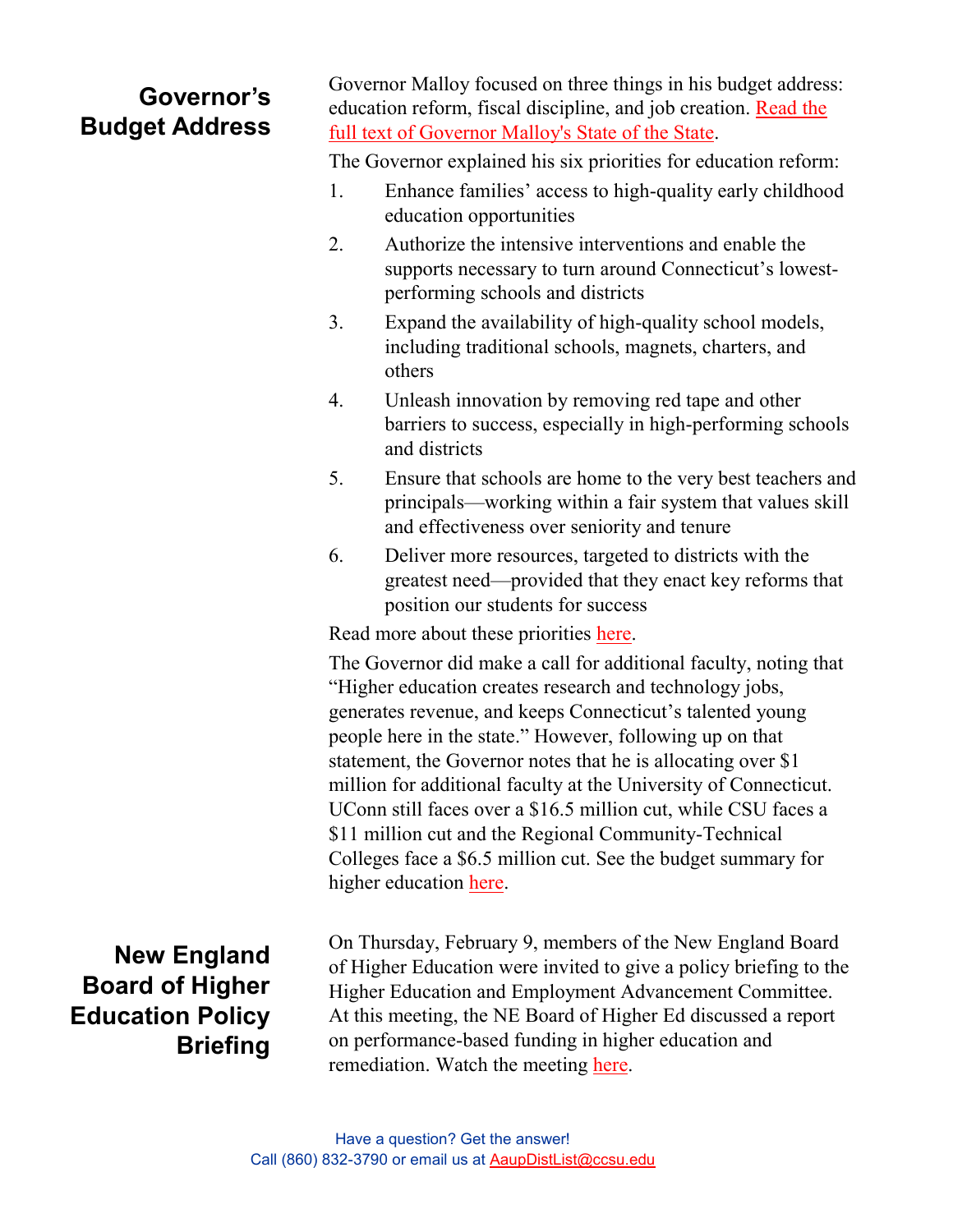## Governor's Budget Address

Governor Malloy focused on three things in his budget address: education reform, fiscal discipline, and job creation. Read the full text of Governor Malloy's State of the State.

The Governor explained his six priorities for education reform:

1. Enhance families' access to high-quality early childhood education opportunities
2. Authorize the intensive interventions and enable the supports necessary to turn around Connecticut's lowest-performing schools and districts
3. Expand the availability of high-quality school models, including traditional schools, magnets, charters, and others
4. Unleash innovation by removing red tape and other barriers to success, especially in high-performing schools and districts
5. Ensure that schools are home to the very best teachers and principals—working within a fair system that values skill and effectiveness over seniority and tenure
6. Deliver more resources, targeted to districts with the greatest need—provided that they enact key reforms that position our students for success

Read more about these priorities here.

The Governor did make a call for additional faculty, noting that "Higher education creates research and technology jobs, generates revenue, and keeps Connecticut's talented young people here in the state." However, following up on that statement, the Governor notes that he is allocating over $1 million for additional faculty at the University of Connecticut. UConn still faces over a $16.5 million cut, while CSU faces a $11 million cut and the Regional Community-Technical Colleges face a $6.5 million cut. See the budget summary for higher education here.

## New England Board of Higher Education Policy Briefing

On Thursday, February 9, members of the New England Board of Higher Education were invited to give a policy briefing to the Higher Education and Employment Advancement Committee. At this meeting, the NE Board of Higher Ed discussed a report on performance-based funding in higher education and remediation. Watch the meeting here.

Have a question? Get the answer!
Call (860) 832-3790 or email us at AaupDistList@ccsu.edu